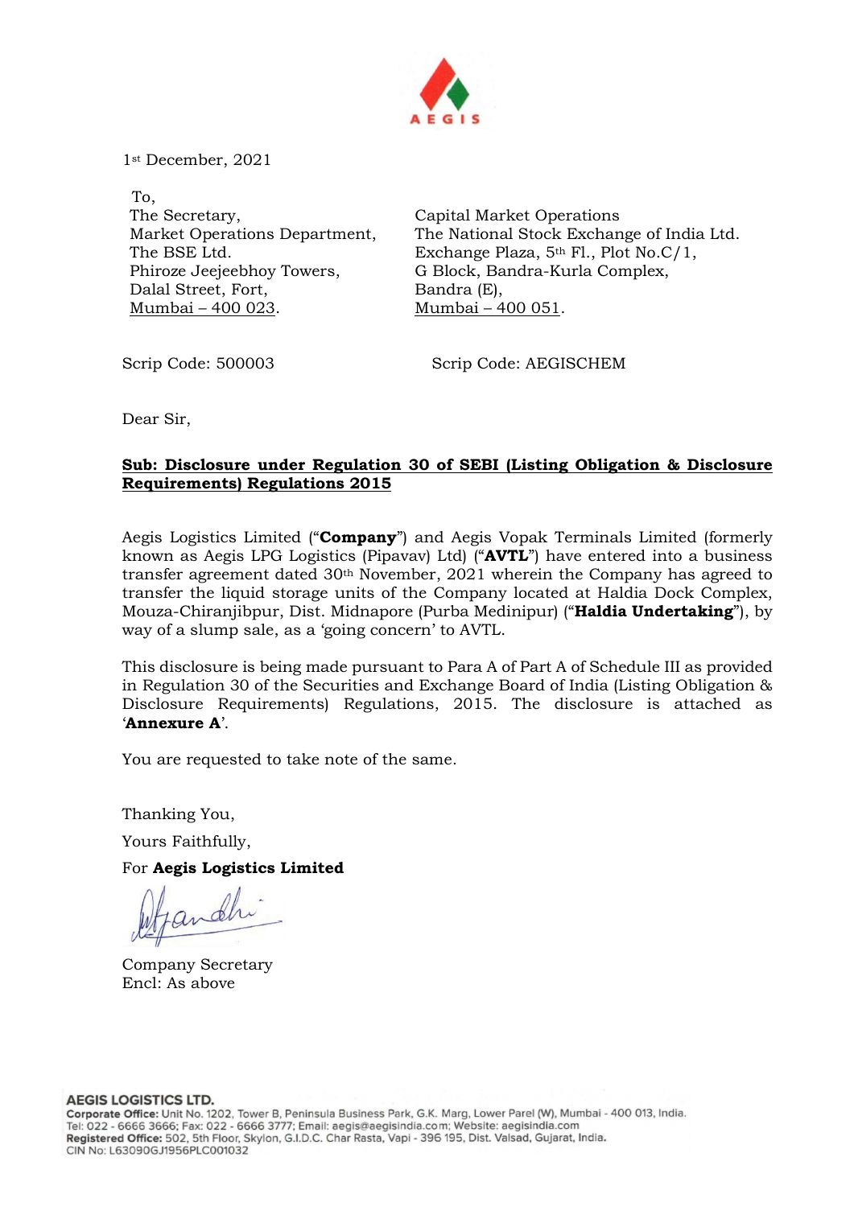AEGIS

1st December, 2021

To,
The Secretary,
Market Operations Department,
The BSE Ltd.
Phiroze Jeejeebhoy Towers,
Dalal Street, Fort,
Mumbai – 400 023.

Capital Market Operations
The National Stock Exchange of India Ltd.
Exchange Plaza, 5th Fl., Plot No.C/1,
G Block, Bandra-Kurla Complex,
Bandra (E),
Mumbai – 400 051.

Scrip Code: 500003

Scrip Code: AEGISCHEM

Dear Sir,

**Sub: Disclosure under Regulation 30 of SEBI (Listing Obligation & Disclosure Requirements) Regulations 2015**

Aegis Logistics Limited ("**Company**") and Aegis Vopak Terminals Limited (formerly known as Aegis LPG Logistics (Pipavav) Ltd) ("**AVTL**") have entered into a business transfer agreement dated 30th November, 2021 wherein the Company has agreed to transfer the liquid storage units of the Company located at Haldia Dock Complex, Mouza-Chiranjibpur, Dist. Midnapore (Purba Medinipur) ("**Haldia Undertaking**"), by way of a slump sale, as a 'going concern' to AVTL.

This disclosure is being made pursuant to Para A of Part A of Schedule III as provided in Regulation 30 of the Securities and Exchange Board of India (Listing Obligation & Disclosure Requirements) Regulations, 2015. The disclosure is attached as '**Annexure A**'.

You are requested to take note of the same.

Thanking You,

Yours Faithfully,

For **Aegis Logistics Limited**

Company Secretary
Encl: As above

**AEGIS LOGISTICS LTD.**
**Corporate Office:** Unit No. 1202, Tower B, Peninsula Business Park, G.K. Marg, Lower Parel (W), Mumbai - 400 013, India.
Tel: 022 - 6666 3666; Fax: 022 - 6666 3777; Email: aegis@aegisindia.com; Website: aegisindia.com
**Registered Office:** 502, 5th Floor, Skylon, G.I.D.C. Char Rasta, Vapi - 396 195, Dist. Valsad, Gujarat, India.
CIN No: L63090GJ1956PLC001032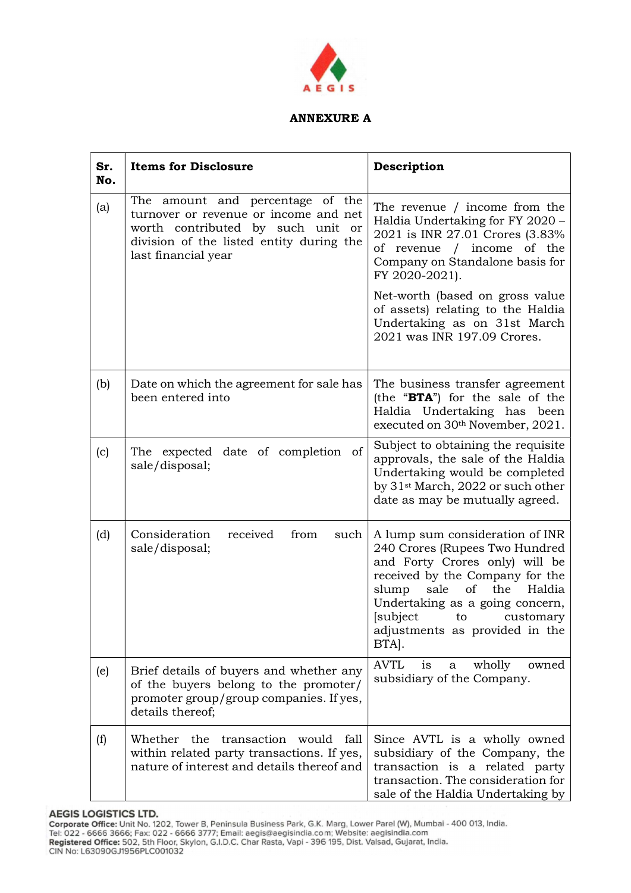## ANNEXURE A

| Sr. No. | Items for Disclosure | Description |
|---|---|---|
| (a) | The amount and percentage of the turnover or revenue or income and net worth contributed by such unit or division of the listed entity during the last financial year | The revenue / income from the Haldia Undertaking for FY 2020 – 2021 is INR 27.01 Crores (3.83% of revenue / income of the Company on Standalone basis for FY 2020-2021).<br><br>Net-worth (based on gross value of assets) relating to the Haldia Undertaking as on 31st March 2021 was INR 197.09 Crores. |
| (b) | Date on which the agreement for sale has been entered into | The business transfer agreement (the "**BTA**") for the sale of the Haldia Undertaking has been executed on 30th November, 2021. |
| (c) | The expected date of completion of sale/disposal; | Subject to obtaining the requisite approvals, the sale of the Haldia Undertaking would be completed by 31st March, 2022 or such other date as may be mutually agreed. |
| (d) | Consideration received from such sale/disposal; | A lump sum consideration of INR 240 Crores (Rupees Two Hundred and Forty Crores only) will be received by the Company for the slump sale of the Haldia Undertaking as a going concern, [subject to customary adjustments as provided in the BTA]. |
| (e) | Brief details of buyers and whether any of the buyers belong to the promoter/ promoter group/group companies. If yes, details thereof; | AVTL is a wholly owned subsidiary of the Company. |
| (f) | Whether the transaction would fall within related party transactions. If yes, nature of interest and details thereof and | Since AVTL is a wholly owned subsidiary of the Company, the transaction is a related party transaction. The consideration for sale of the Haldia Undertaking by |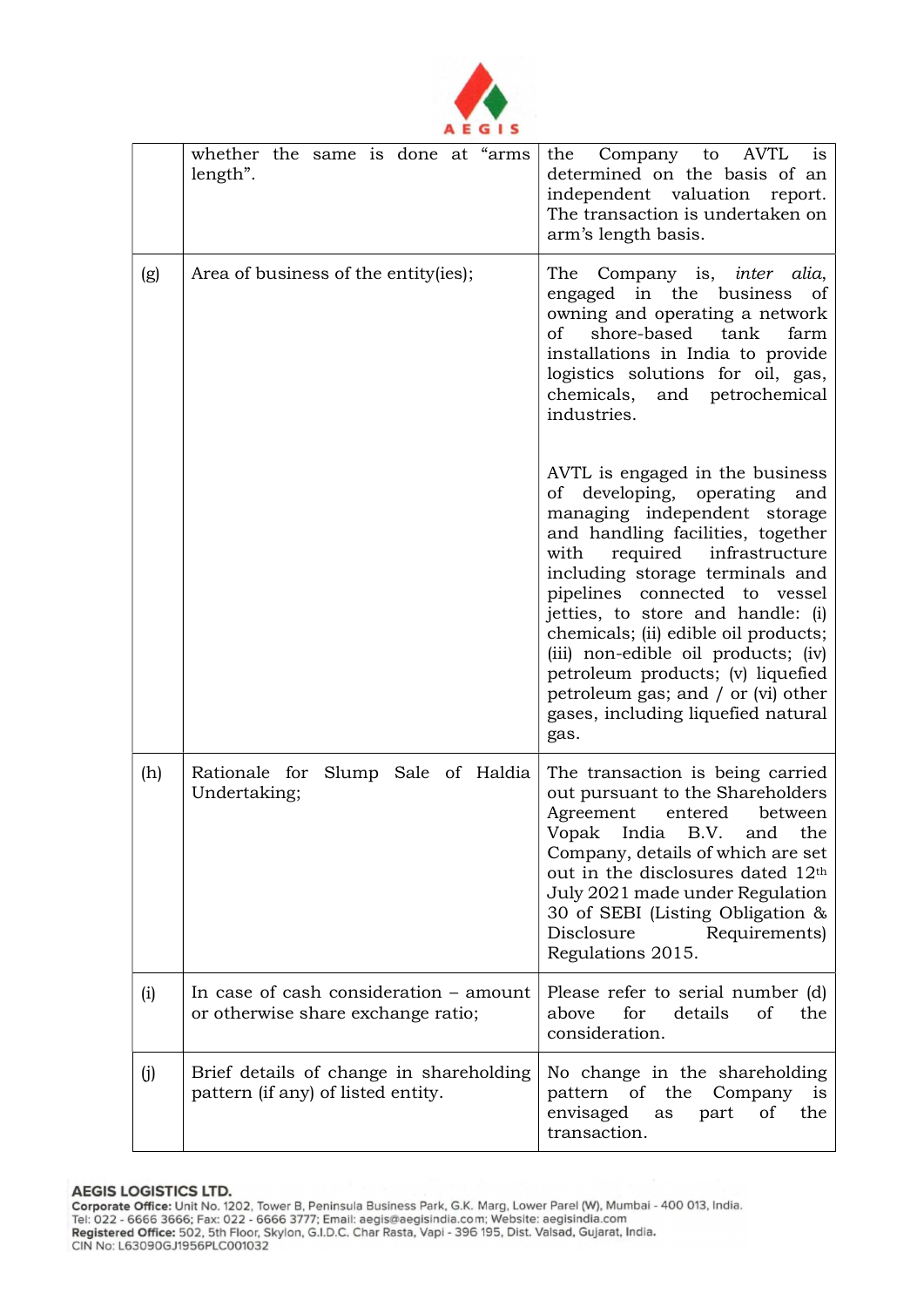| | | |
|---|---|---|
| | whether the same is done at "arms length". | the Company to AVTL is determined on the basis of an independent valuation report. The transaction is undertaken on arm's length basis. |
| (g) | Area of business of the entity(ies); | The Company is, *inter alia*, engaged in the business of owning and operating a network of shore-based tank farm installations in India to provide logistics solutions for oil, gas, chemicals, and petrochemical industries.<br><br>AVTL is engaged in the business of developing, operating and managing independent storage and handling facilities, together with required infrastructure including storage terminals and pipelines connected to vessel jetties, to store and handle: (i) chemicals; (ii) edible oil products; (iii) non-edible oil products; (iv) petroleum products; (v) liquefied petroleum gas; and / or (vi) other gases, including liquefied natural gas. |
| (h) | Rationale for Slump Sale of Haldia Undertaking; | The transaction is being carried out pursuant to the Shareholders Agreement entered between Vopak India B.V. and the Company, details of which are set out in the disclosures dated 12th July 2021 made under Regulation 30 of SEBI (Listing Obligation & Disclosure Requirements) Regulations 2015. |
| (i) | In case of cash consideration – amount or otherwise share exchange ratio; | Please refer to serial number (d) above for details of the consideration. |
| (j) | Brief details of change in shareholding pattern (if any) of listed entity. | No change in the shareholding pattern of the Company is envisaged as part of the transaction. |

**AEGIS LOGISTICS LTD.**
**Corporate Office:** Unit No. 1202, Tower B, Peninsula Business Park, G.K. Marg, Lower Parel (W), Mumbai - 400 013, India.
Tel: 022 - 6666 3666; Fax: 022 - 6666 3777; Email: aegis@aegisindia.com; Website: aegisindia.com
**Registered Office:** 502, 5th Floor, Skylon, G.I.D.C. Char Rasta, Vapi - 396 195, Dist. Valsad, Gujarat, India.
CIN No: L63090GJ1956PLC001032